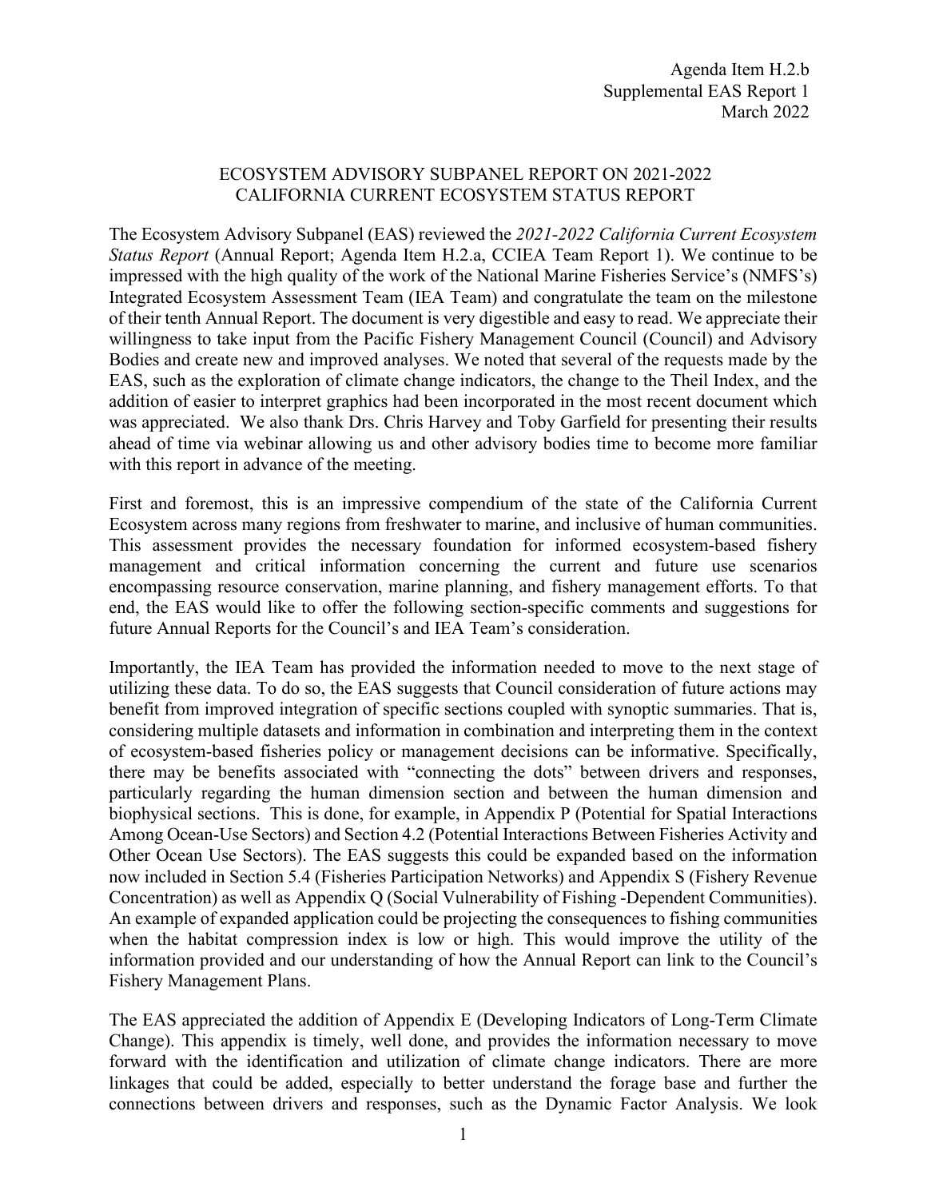Agenda Item H.2.b
Supplemental EAS Report 1
March 2022

## ECOSYSTEM ADVISORY SUBPANEL REPORT ON 2021-2022 CALIFORNIA CURRENT ECOSYSTEM STATUS REPORT

The Ecosystem Advisory Subpanel (EAS) reviewed the *2021-2022 California Current Ecosystem Status Report* (Annual Report; Agenda Item H.2.a, CCIEA Team Report 1). We continue to be impressed with the high quality of the work of the National Marine Fisheries Service's (NMFS's) Integrated Ecosystem Assessment Team (IEA Team) and congratulate the team on the milestone of their tenth Annual Report. The document is very digestible and easy to read. We appreciate their willingness to take input from the Pacific Fishery Management Council (Council) and Advisory Bodies and create new and improved analyses. We noted that several of the requests made by the EAS, such as the exploration of climate change indicators, the change to the Theil Index, and the addition of easier to interpret graphics had been incorporated in the most recent document which was appreciated. We also thank Drs. Chris Harvey and Toby Garfield for presenting their results ahead of time via webinar allowing us and other advisory bodies time to become more familiar with this report in advance of the meeting.

First and foremost, this is an impressive compendium of the state of the California Current Ecosystem across many regions from freshwater to marine, and inclusive of human communities. This assessment provides the necessary foundation for informed ecosystem-based fishery management and critical information concerning the current and future use scenarios encompassing resource conservation, marine planning, and fishery management efforts. To that end, the EAS would like to offer the following section-specific comments and suggestions for future Annual Reports for the Council's and IEA Team's consideration.

Importantly, the IEA Team has provided the information needed to move to the next stage of utilizing these data. To do so, the EAS suggests that Council consideration of future actions may benefit from improved integration of specific sections coupled with synoptic summaries. That is, considering multiple datasets and information in combination and interpreting them in the context of ecosystem-based fisheries policy or management decisions can be informative. Specifically, there may be benefits associated with "connecting the dots" between drivers and responses, particularly regarding the human dimension section and between the human dimension and biophysical sections. This is done, for example, in Appendix P (Potential for Spatial Interactions Among Ocean-Use Sectors) and Section 4.2 (Potential Interactions Between Fisheries Activity and Other Ocean Use Sectors). The EAS suggests this could be expanded based on the information now included in Section 5.4 (Fisheries Participation Networks) and Appendix S (Fishery Revenue Concentration) as well as Appendix Q (Social Vulnerability of Fishing -Dependent Communities). An example of expanded application could be projecting the consequences to fishing communities when the habitat compression index is low or high. This would improve the utility of the information provided and our understanding of how the Annual Report can link to the Council's Fishery Management Plans.

The EAS appreciated the addition of Appendix E (Developing Indicators of Long-Term Climate Change). This appendix is timely, well done, and provides the information necessary to move forward with the identification and utilization of climate change indicators. There are more linkages that could be added, especially to better understand the forage base and further the connections between drivers and responses, such as the Dynamic Factor Analysis. We look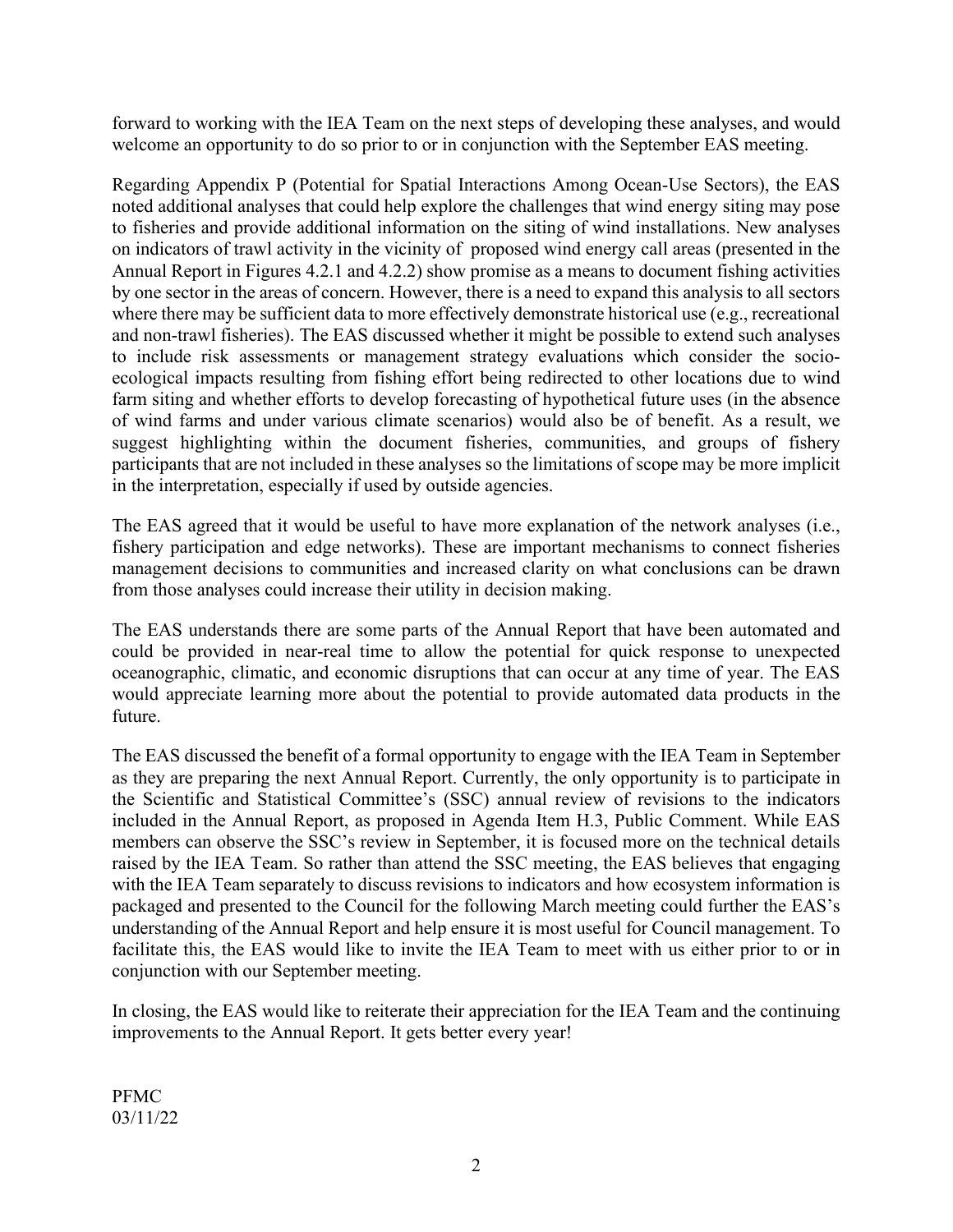forward to working with the IEA Team on the next steps of developing these analyses, and would welcome an opportunity to do so prior to or in conjunction with the September EAS meeting.

Regarding Appendix P (Potential for Spatial Interactions Among Ocean-Use Sectors), the EAS noted additional analyses that could help explore the challenges that wind energy siting may pose to fisheries and provide additional information on the siting of wind installations. New analyses on indicators of trawl activity in the vicinity of proposed wind energy call areas (presented in the Annual Report in Figures 4.2.1 and 4.2.2) show promise as a means to document fishing activities by one sector in the areas of concern. However, there is a need to expand this analysis to all sectors where there may be sufficient data to more effectively demonstrate historical use (e.g., recreational and non-trawl fisheries). The EAS discussed whether it might be possible to extend such analyses to include risk assessments or management strategy evaluations which consider the socio-ecological impacts resulting from fishing effort being redirected to other locations due to wind farm siting and whether efforts to develop forecasting of hypothetical future uses (in the absence of wind farms and under various climate scenarios) would also be of benefit. As a result, we suggest highlighting within the document fisheries, communities, and groups of fishery participants that are not included in these analyses so the limitations of scope may be more implicit in the interpretation, especially if used by outside agencies.

The EAS agreed that it would be useful to have more explanation of the network analyses (i.e., fishery participation and edge networks). These are important mechanisms to connect fisheries management decisions to communities and increased clarity on what conclusions can be drawn from those analyses could increase their utility in decision making.

The EAS understands there are some parts of the Annual Report that have been automated and could be provided in near-real time to allow the potential for quick response to unexpected oceanographic, climatic, and economic disruptions that can occur at any time of year. The EAS would appreciate learning more about the potential to provide automated data products in the future.

The EAS discussed the benefit of a formal opportunity to engage with the IEA Team in September as they are preparing the next Annual Report. Currently, the only opportunity is to participate in the Scientific and Statistical Committee's (SSC) annual review of revisions to the indicators included in the Annual Report, as proposed in Agenda Item H.3, Public Comment. While EAS members can observe the SSC's review in September, it is focused more on the technical details raised by the IEA Team. So rather than attend the SSC meeting, the EAS believes that engaging with the IEA Team separately to discuss revisions to indicators and how ecosystem information is packaged and presented to the Council for the following March meeting could further the EAS's understanding of the Annual Report and help ensure it is most useful for Council management. To facilitate this, the EAS would like to invite the IEA Team to meet with us either prior to or in conjunction with our September meeting.

In closing, the EAS would like to reiterate their appreciation for the IEA Team and the continuing improvements to the Annual Report. It gets better every year!

PFMC
03/11/22